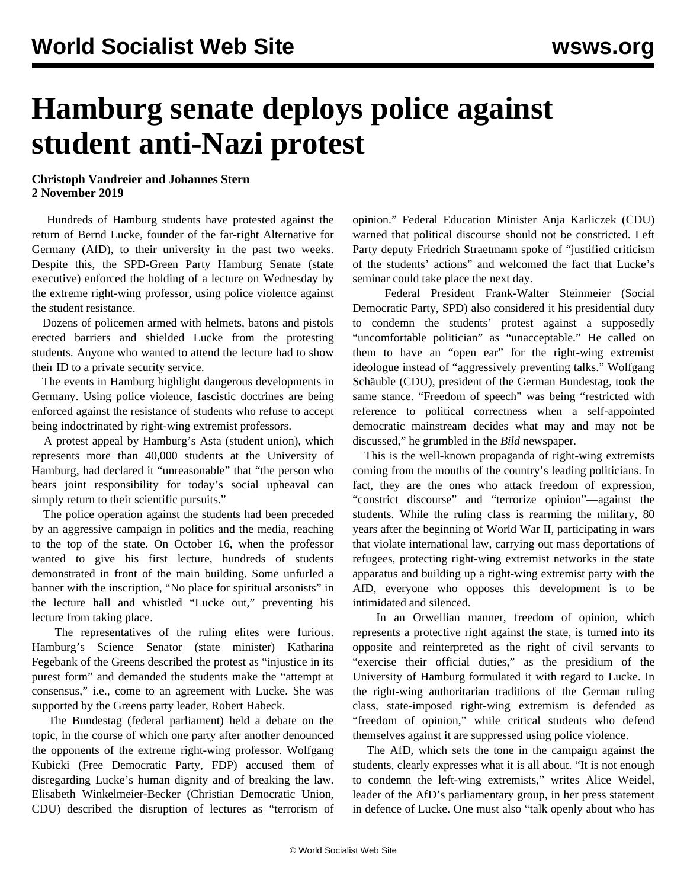# Hamburg senate deploys police against student anti-Nazi protest

**Christoph Vandreier and Johannes Stern**
**2 November 2019**

Hundreds of Hamburg students have protested against the return of Bernd Lucke, founder of the far-right Alternative for Germany (AfD), to their university in the past two weeks. Despite this, the SPD-Green Party Hamburg Senate (state executive) enforced the holding of a lecture on Wednesday by the extreme right-wing professor, using police violence against the student resistance.

Dozens of policemen armed with helmets, batons and pistols erected barriers and shielded Lucke from the protesting students. Anyone who wanted to attend the lecture had to show their ID to a private security service.

The events in Hamburg highlight dangerous developments in Germany. Using police violence, fascistic doctrines are being enforced against the resistance of students who refuse to accept being indoctrinated by right-wing extremist professors.

A protest appeal by Hamburg's Asta (student union), which represents more than 40,000 students at the University of Hamburg, had declared it "unreasonable" that "the person who bears joint responsibility for today's social upheaval can simply return to their scientific pursuits."

The police operation against the students had been preceded by an aggressive campaign in politics and the media, reaching to the top of the state. On October 16, when the professor wanted to give his first lecture, hundreds of students demonstrated in front of the main building. Some unfurled a banner with the inscription, "No place for spiritual arsonists" in the lecture hall and whistled "Lucke out," preventing his lecture from taking place.

The representatives of the ruling elites were furious. Hamburg's Science Senator (state minister) Katharina Fegebank of the Greens described the protest as "injustice in its purest form" and demanded the students make the "attempt at consensus," i.e., come to an agreement with Lucke. She was supported by the Greens party leader, Robert Habeck.

The Bundestag (federal parliament) held a debate on the topic, in the course of which one party after another denounced the opponents of the extreme right-wing professor. Wolfgang Kubicki (Free Democratic Party, FDP) accused them of disregarding Lucke's human dignity and of breaking the law. Elisabeth Winkelmeier-Becker (Christian Democratic Union, CDU) described the disruption of lectures as "terrorism of opinion." Federal Education Minister Anja Karliczek (CDU) warned that political discourse should not be constricted. Left Party deputy Friedrich Straetmann spoke of "justified criticism of the students' actions" and welcomed the fact that Lucke's seminar could take place the next day.

Federal President Frank-Walter Steinmeier (Social Democratic Party, SPD) also considered it his presidential duty to condemn the students' protest against a supposedly "uncomfortable politician" as "unacceptable." He called on them to have an "open ear" for the right-wing extremist ideologue instead of "aggressively preventing talks." Wolfgang Schäuble (CDU), president of the German Bundestag, took the same stance. "Freedom of speech" was being "restricted with reference to political correctness when a self-appointed democratic mainstream decides what may and may not be discussed," he grumbled in the *Bild* newspaper.

This is the well-known propaganda of right-wing extremists coming from the mouths of the country's leading politicians. In fact, they are the ones who attack freedom of expression, "constrict discourse" and "terrorize opinion"—against the students. While the ruling class is rearming the military, 80 years after the beginning of World War II, participating in wars that violate international law, carrying out mass deportations of refugees, protecting right-wing extremist networks in the state apparatus and building up a right-wing extremist party with the AfD, everyone who opposes this development is to be intimidated and silenced.

In an Orwellian manner, freedom of opinion, which represents a protective right against the state, is turned into its opposite and reinterpreted as the right of civil servants to "exercise their official duties," as the presidium of the University of Hamburg formulated it with regard to Lucke. In the right-wing authoritarian traditions of the German ruling class, state-imposed right-wing extremism is defended as "freedom of opinion," while critical students who defend themselves against it are suppressed using police violence.

The AfD, which sets the tone in the campaign against the students, clearly expresses what it is all about. "It is not enough to condemn the left-wing extremists," writes Alice Weidel, leader of the AfD's parliamentary group, in her press statement in defence of Lucke. One must also "talk openly about who has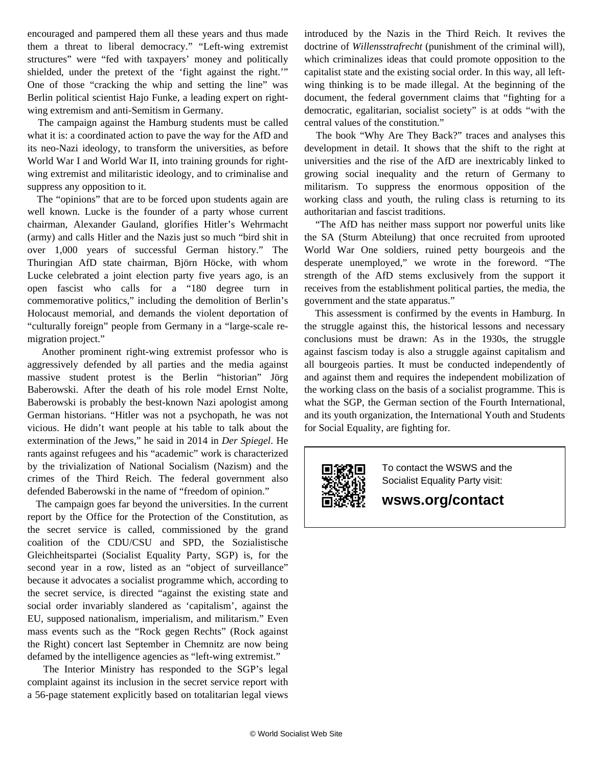encouraged and pampered them all these years and thus made them a threat to liberal democracy." "Left-wing extremist structures" were "fed with taxpayers' money and politically shielded, under the pretext of the 'fight against the right.'" One of those "cracking the whip and setting the line" was Berlin political scientist Hajo Funke, a leading expert on right-wing extremism and anti-Semitism in Germany.

The campaign against the Hamburg students must be called what it is: a coordinated action to pave the way for the AfD and its neo-Nazi ideology, to transform the universities, as before World War I and World War II, into training grounds for right-wing extremist and militaristic ideology, and to criminalise and suppress any opposition to it.

The "opinions" that are to be forced upon students again are well known. Lucke is the founder of a party whose current chairman, Alexander Gauland, glorifies Hitler's Wehrmacht (army) and calls Hitler and the Nazis just so much "bird shit in over 1,000 years of successful German history." The Thuringian AfD state chairman, Björn Höcke, with whom Lucke celebrated a joint election party five years ago, is an open fascist who calls for a "180 degree turn in commemorative politics," including the demolition of Berlin's Holocaust memorial, and demands the violent deportation of "culturally foreign" people from Germany in a "large-scale re-migration project."

Another prominent right-wing extremist professor who is aggressively defended by all parties and the media against massive student protest is the Berlin "historian" Jörg Baberowski. After the death of his role model Ernst Nolte, Baberowski is probably the best-known Nazi apologist among German historians. "Hitler was not a psychopath, he was not vicious. He didn't want people at his table to talk about the extermination of the Jews," he said in 2014 in *Der Spiegel*. He rants against refugees and his "academic" work is characterized by the trivialization of National Socialism (Nazism) and the crimes of the Third Reich. The federal government also defended Baberowski in the name of "freedom of opinion."

The campaign goes far beyond the universities. In the current report by the Office for the Protection of the Constitution, as the secret service is called, commissioned by the grand coalition of the CDU/CSU and SPD, the Sozialistische Gleichheitspartei (Socialist Equality Party, SGP) is, for the second year in a row, listed as an "object of surveillance" because it advocates a socialist programme which, according to the secret service, is directed "against the existing state and social order invariably slandered as 'capitalism', against the EU, supposed nationalism, imperialism, and militarism." Even mass events such as the "Rock gegen Rechts" (Rock against the Right) concert last September in Chemnitz are now being defamed by the intelligence agencies as "left-wing extremist."

The Interior Ministry has responded to the SGP's legal complaint against its inclusion in the secret service report with a 56-page statement explicitly based on totalitarian legal views introduced by the Nazis in the Third Reich. It revives the doctrine of *Willensstrafrecht* (punishment of the criminal will), which criminalizes ideas that could promote opposition to the capitalist state and the existing social order. In this way, all left-wing thinking is to be made illegal. At the beginning of the document, the federal government claims that "fighting for a democratic, egalitarian, socialist society" is at odds "with the central values of the constitution."

The book "Why Are They Back?" traces and analyses this development in detail. It shows that the shift to the right at universities and the rise of the AfD are inextricably linked to growing social inequality and the return of Germany to militarism. To suppress the enormous opposition of the working class and youth, the ruling class is returning to its authoritarian and fascist traditions.

"The AfD has neither mass support nor powerful units like the SA (Sturm Abteilung) that once recruited from uprooted World War One soldiers, ruined petty bourgeois and the desperate unemployed," we wrote in the foreword. "The strength of the AfD stems exclusively from the support it receives from the establishment political parties, the media, the government and the state apparatus."

This assessment is confirmed by the events in Hamburg. In the struggle against this, the historical lessons and necessary conclusions must be drawn: As in the 1930s, the struggle against fascism today is also a struggle against capitalism and all bourgeois parties. It must be conducted independently of and against them and requires the independent mobilization of the working class on the basis of a socialist programme. This is what the SGP, the German section of the Fourth International, and its youth organization, the International Youth and Students for Social Equality, are fighting for.

To contact the WSWS and the Socialist Equality Party visit:

**wsws.org/contact**